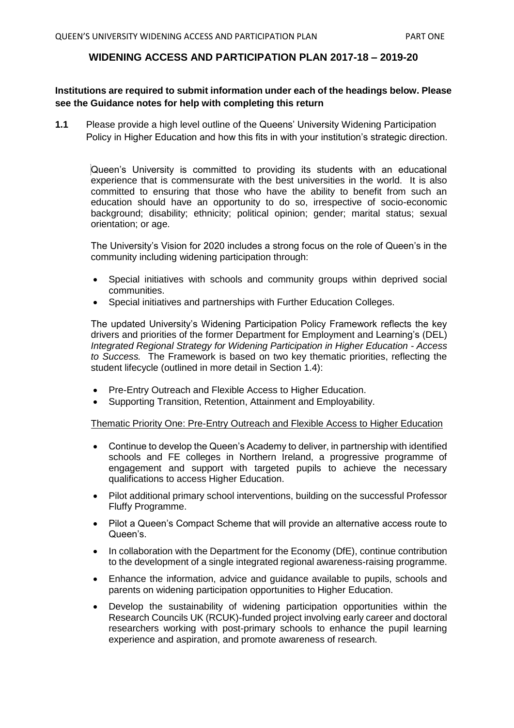## WIDENING ACCESS AND PARTICIPATION PLAN 2017-18 – 2019-20

**Institutions are required to submit information under each of the headings below. Please see the Guidance notes for help with completing this return**

**1.1** Please provide a high level outline of the Queens' University Widening Participation Policy in Higher Education and how this fits in with your institution's strategic direction.

Queen's University is committed to providing its students with an educational experience that is commensurate with the best universities in the world. It is also committed to ensuring that those who have the ability to benefit from such an education should have an opportunity to do so, irrespective of socio-economic background; disability; ethnicity; political opinion; gender; marital status; sexual orientation; or age.

The University's Vision for 2020 includes a strong focus on the role of Queen's in the community including widening participation through:

- Special initiatives with schools and community groups within deprived social communities.
- Special initiatives and partnerships with Further Education Colleges.

The updated University's Widening Participation Policy Framework reflects the key drivers and priorities of the former Department for Employment and Learning's (DEL) *Integrated Regional Strategy for Widening Participation in Higher Education - Access to Success.* The Framework is based on two key thematic priorities, reflecting the student lifecycle (outlined in more detail in Section 1.4):

- Pre-Entry Outreach and Flexible Access to Higher Education.
- Supporting Transition, Retention, Attainment and Employability.

Thematic Priority One: Pre-Entry Outreach and Flexible Access to Higher Education

- Continue to develop the Queen's Academy to deliver, in partnership with identified schools and FE colleges in Northern Ireland, a progressive programme of engagement and support with targeted pupils to achieve the necessary qualifications to access Higher Education.
- Pilot additional primary school interventions, building on the successful Professor Fluffy Programme.
- Pilot a Queen's Compact Scheme that will provide an alternative access route to Queen's.
- In collaboration with the Department for the Economy (DfE), continue contribution to the development of a single integrated regional awareness-raising programme.
- Enhance the information, advice and guidance available to pupils, schools and parents on widening participation opportunities to Higher Education.
- Develop the sustainability of widening participation opportunities within the Research Councils UK (RCUK)-funded project involving early career and doctoral researchers working with post-primary schools to enhance the pupil learning experience and aspiration, and promote awareness of research.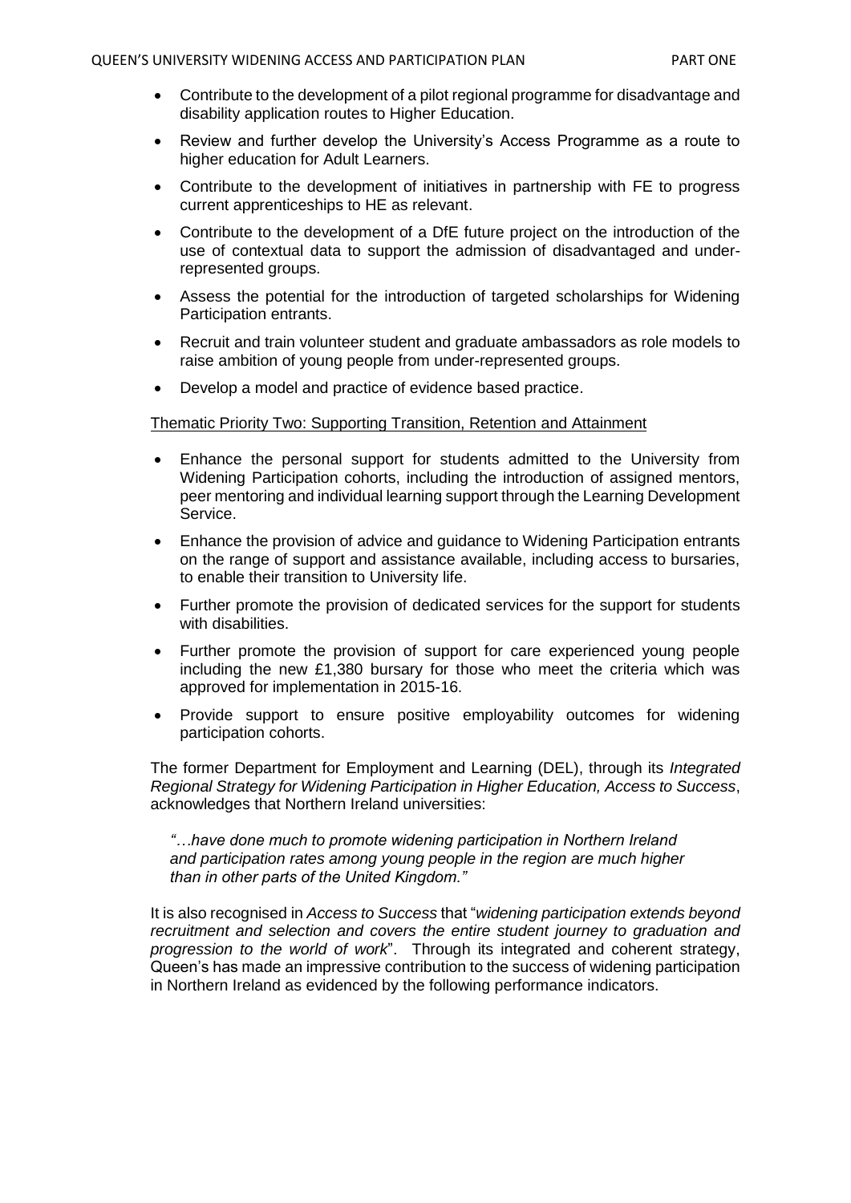- Contribute to the development of a pilot regional programme for disadvantage and disability application routes to Higher Education.
- Review and further develop the University's Access Programme as a route to higher education for Adult Learners.
- Contribute to the development of initiatives in partnership with FE to progress current apprenticeships to HE as relevant.
- Contribute to the development of a DfE future project on the introduction of the use of contextual data to support the admission of disadvantaged and under-represented groups.
- Assess the potential for the introduction of targeted scholarships for Widening Participation entrants.
- Recruit and train volunteer student and graduate ambassadors as role models to raise ambition of young people from under-represented groups.
- Develop a model and practice of evidence based practice.

Thematic Priority Two: Supporting Transition, Retention and Attainment

- Enhance the personal support for students admitted to the University from Widening Participation cohorts, including the introduction of assigned mentors, peer mentoring and individual learning support through the Learning Development Service.
- Enhance the provision of advice and guidance to Widening Participation entrants on the range of support and assistance available, including access to bursaries, to enable their transition to University life.
- Further promote the provision of dedicated services for the support for students with disabilities.
- Further promote the provision of support for care experienced young people including the new £1,380 bursary for those who meet the criteria which was approved for implementation in 2015-16.
- Provide support to ensure positive employability outcomes for widening participation cohorts.

The former Department for Employment and Learning (DEL), through its *Integrated Regional Strategy for Widening Participation in Higher Education, Access to Success*, acknowledges that Northern Ireland universities:

> *"…have done much to promote widening participation in Northern Ireland and participation rates among young people in the region are much higher than in other parts of the United Kingdom."*

It is also recognised in *Access to Success* that "*widening participation extends beyond recruitment and selection and covers the entire student journey to graduation and progression to the world of work*". Through its integrated and coherent strategy, Queen's has made an impressive contribution to the success of widening participation in Northern Ireland as evidenced by the following performance indicators.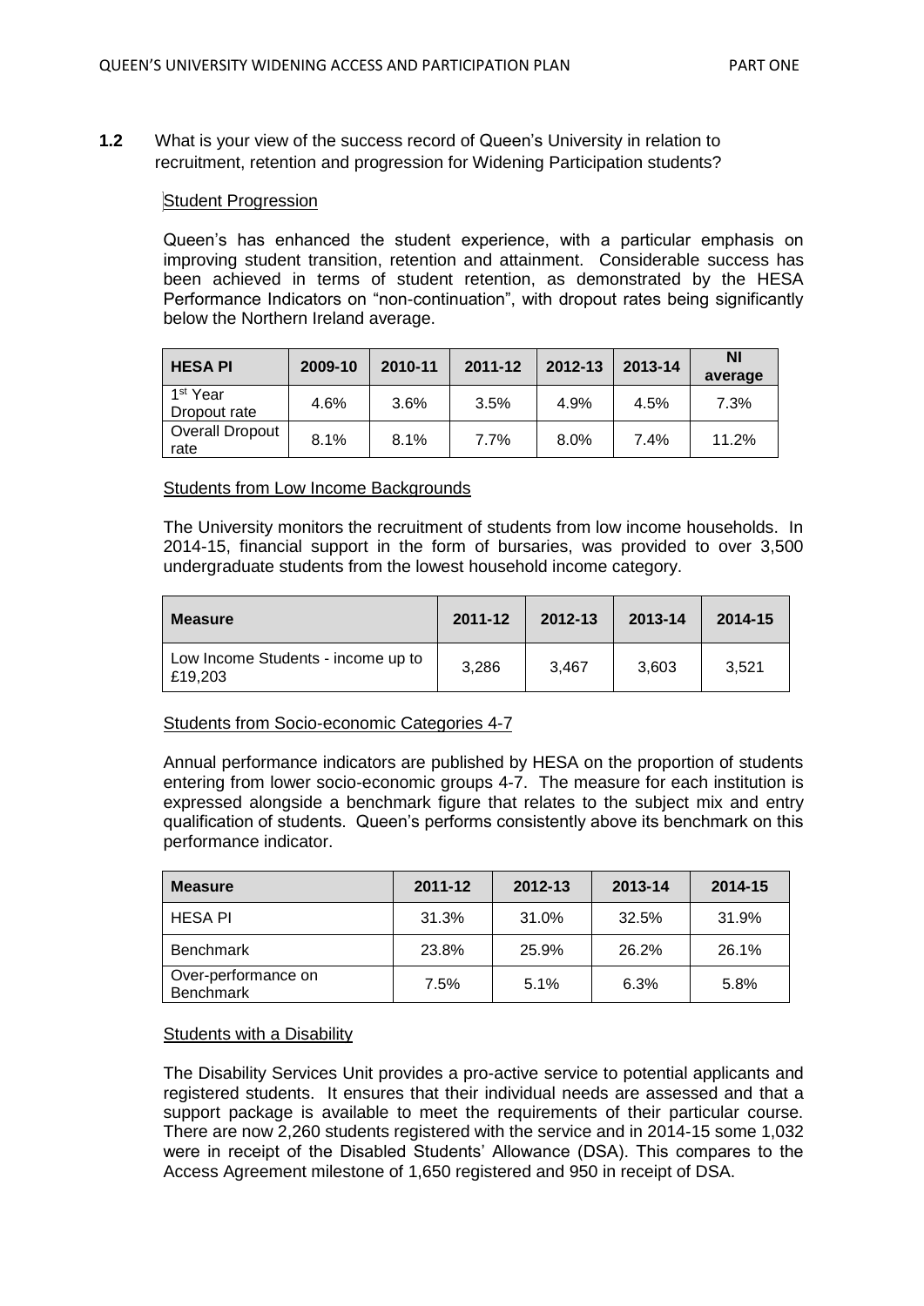**1.2** What is your view of the success record of Queen's University in relation to recruitment, retention and progression for Widening Participation students?

Student Progression

Queen's has enhanced the student experience, with a particular emphasis on improving student transition, retention and attainment. Considerable success has been achieved in terms of student retention, as demonstrated by the HESA Performance Indicators on "non-continuation", with dropout rates being significantly below the Northern Ireland average.

| HESA PI | 2009-10 | 2010-11 | 2011-12 | 2012-13 | 2013-14 | NI average |
|---|---|---|---|---|---|---|
| 1st Year Dropout rate | 4.6% | 3.6% | 3.5% | 4.9% | 4.5% | 7.3% |
| Overall Dropout rate | 8.1% | 8.1% | 7.7% | 8.0% | 7.4% | 11.2% |

Students from Low Income Backgrounds

The University monitors the recruitment of students from low income households. In 2014-15, financial support in the form of bursaries, was provided to over 3,500 undergraduate students from the lowest household income category.

| Measure | 2011-12 | 2012-13 | 2013-14 | 2014-15 |
|---|---|---|---|---|
| Low Income Students - income up to £19,203 | 3,286 | 3,467 | 3,603 | 3,521 |

Students from Socio-economic Categories 4-7

Annual performance indicators are published by HESA on the proportion of students entering from lower socio-economic groups 4-7. The measure for each institution is expressed alongside a benchmark figure that relates to the subject mix and entry qualification of students. Queen's performs consistently above its benchmark on this performance indicator.

| Measure | 2011-12 | 2012-13 | 2013-14 | 2014-15 |
|---|---|---|---|---|
| HESA PI | 31.3% | 31.0% | 32.5% | 31.9% |
| Benchmark | 23.8% | 25.9% | 26.2% | 26.1% |
| Over-performance on Benchmark | 7.5% | 5.1% | 6.3% | 5.8% |

Students with a Disability

The Disability Services Unit provides a pro-active service to potential applicants and registered students. It ensures that their individual needs are assessed and that a support package is available to meet the requirements of their particular course. There are now 2,260 students registered with the service and in 2014-15 some 1,032 were in receipt of the Disabled Students' Allowance (DSA). This compares to the Access Agreement milestone of 1,650 registered and 950 in receipt of DSA.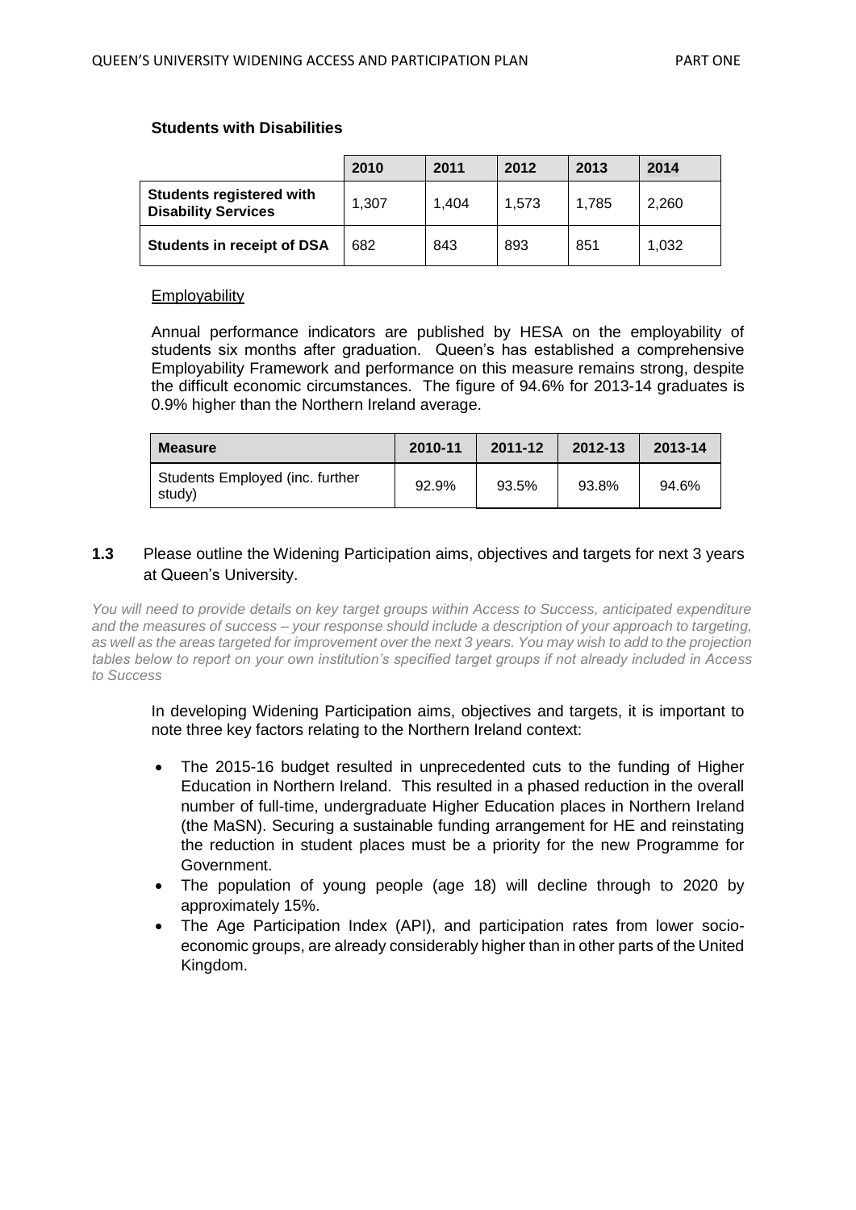### Students with Disabilities

| | 2010 | 2011 | 2012 | 2013 | 2014 |
|---|---|---|---|---|---|
| **Students registered with Disability Services** | 1,307 | 1,404 | 1,573 | 1,785 | 2,260 |
| **Students in receipt of DSA** | 682 | 843 | 893 | 851 | 1,032 |

Employability

Annual performance indicators are published by HESA on the employability of students six months after graduation. Queen's has established a comprehensive Employability Framework and performance on this measure remains strong, despite the difficult economic circumstances. The figure of 94.6% for 2013-14 graduates is 0.9% higher than the Northern Ireland average.

| Measure | 2010-11 | 2011-12 | 2012-13 | 2013-14 |
|---|---|---|---|---|
| Students Employed (inc. further study) | 92.9% | 93.5% | 93.8% | 94.6% |

**1.3** Please outline the Widening Participation aims, objectives and targets for next 3 years at Queen's University.

*You will need to provide details on key target groups within Access to Success, anticipated expenditure and the measures of success – your response should include a description of your approach to targeting, as well as the areas targeted for improvement over the next 3 years. You may wish to add to the projection tables below to report on your own institution's specified target groups if not already included in Access to Success*

In developing Widening Participation aims, objectives and targets, it is important to note three key factors relating to the Northern Ireland context:

- The 2015-16 budget resulted in unprecedented cuts to the funding of Higher Education in Northern Ireland. This resulted in a phased reduction in the overall number of full-time, undergraduate Higher Education places in Northern Ireland (the MaSN). Securing a sustainable funding arrangement for HE and reinstating the reduction in student places must be a priority for the new Programme for Government.
- The population of young people (age 18) will decline through to 2020 by approximately 15%.
- The Age Participation Index (API), and participation rates from lower socio-economic groups, are already considerably higher than in other parts of the United Kingdom.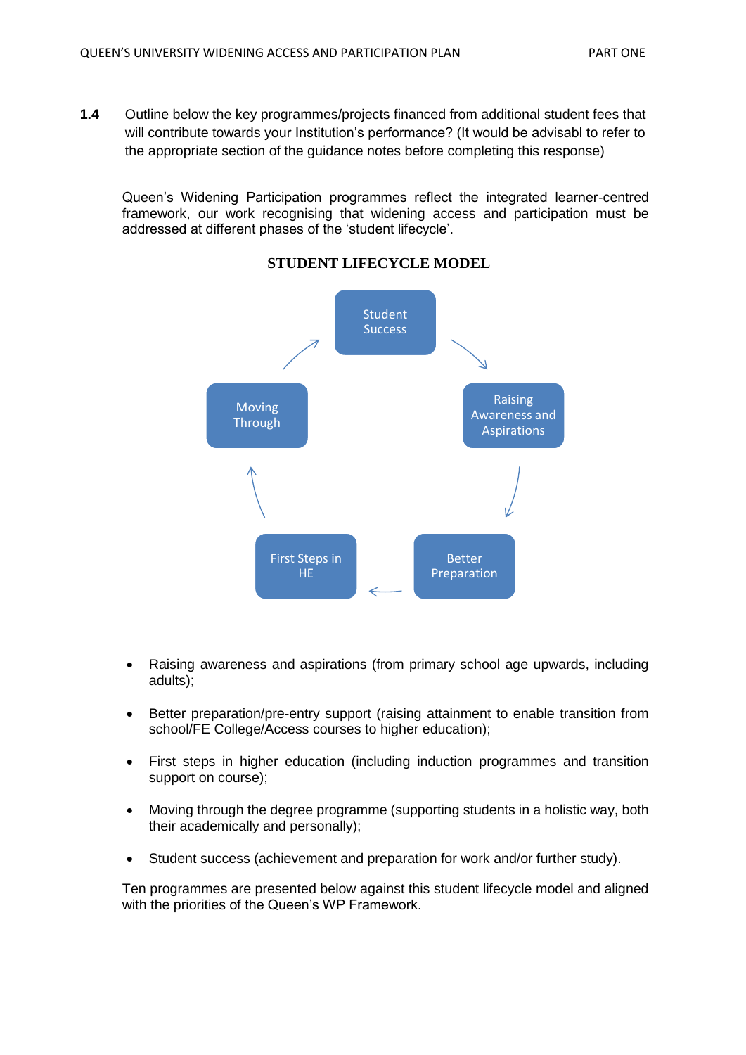**1.4** Outline below the key programmes/projects financed from additional student fees that will contribute towards your Institution's performance? (It would be advisabl to refer to the appropriate section of the guidance notes before completing this response)

Queen's Widening Participation programmes reflect the integrated learner-centred framework, our work recognising that widening access and participation must be addressed at different phases of the 'student lifecycle'.

**STUDENT LIFECYCLE MODEL**

Student Success → Raising Awareness and Aspirations → Better Preparation → First Steps in HE → Moving Through → Student Success

- Raising awareness and aspirations (from primary school age upwards, including adults);
- Better preparation/pre-entry support (raising attainment to enable transition from school/FE College/Access courses to higher education);
- First steps in higher education (including induction programmes and transition support on course);
- Moving through the degree programme (supporting students in a holistic way, both their academically and personally);
- Student success (achievement and preparation for work and/or further study).

Ten programmes are presented below against this student lifecycle model and aligned with the priorities of the Queen's WP Framework.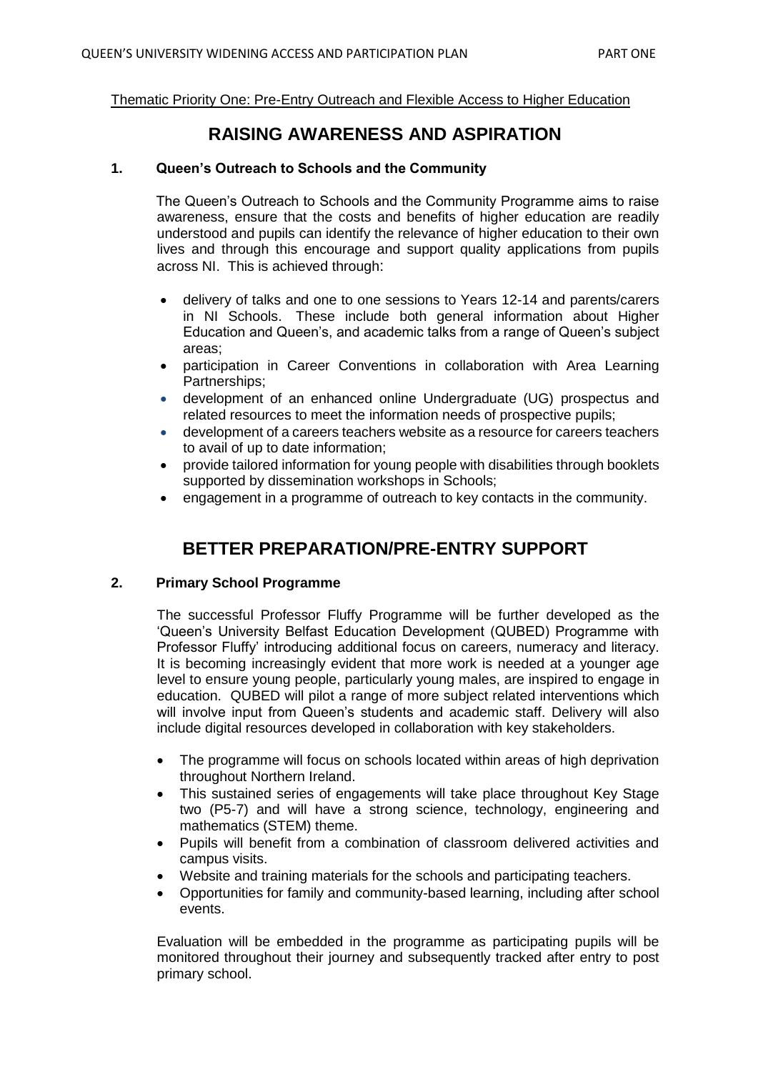Thematic Priority One: Pre-Entry Outreach and Flexible Access to Higher Education

## RAISING AWARENESS AND ASPIRATION

### 1. Queen's Outreach to Schools and the Community

The Queen's Outreach to Schools and the Community Programme aims to raise awareness, ensure that the costs and benefits of higher education are readily understood and pupils can identify the relevance of higher education to their own lives and through this encourage and support quality applications from pupils across NI. This is achieved through:

- delivery of talks and one to one sessions to Years 12-14 and parents/carers in NI Schools. These include both general information about Higher Education and Queen's, and academic talks from a range of Queen's subject areas;
- participation in Career Conventions in collaboration with Area Learning Partnerships;
- development of an enhanced online Undergraduate (UG) prospectus and related resources to meet the information needs of prospective pupils;
- development of a careers teachers website as a resource for careers teachers to avail of up to date information;
- provide tailored information for young people with disabilities through booklets supported by dissemination workshops in Schools;
- engagement in a programme of outreach to key contacts in the community.

## BETTER PREPARATION/PRE-ENTRY SUPPORT

### 2. Primary School Programme

The successful Professor Fluffy Programme will be further developed as the 'Queen's University Belfast Education Development (QUBED) Programme with Professor Fluffy' introducing additional focus on careers, numeracy and literacy. It is becoming increasingly evident that more work is needed at a younger age level to ensure young people, particularly young males, are inspired to engage in education. QUBED will pilot a range of more subject related interventions which will involve input from Queen's students and academic staff. Delivery will also include digital resources developed in collaboration with key stakeholders.

- The programme will focus on schools located within areas of high deprivation throughout Northern Ireland.
- This sustained series of engagements will take place throughout Key Stage two (P5-7) and will have a strong science, technology, engineering and mathematics (STEM) theme.
- Pupils will benefit from a combination of classroom delivered activities and campus visits.
- Website and training materials for the schools and participating teachers.
- Opportunities for family and community-based learning, including after school events.

Evaluation will be embedded in the programme as participating pupils will be monitored throughout their journey and subsequently tracked after entry to post primary school.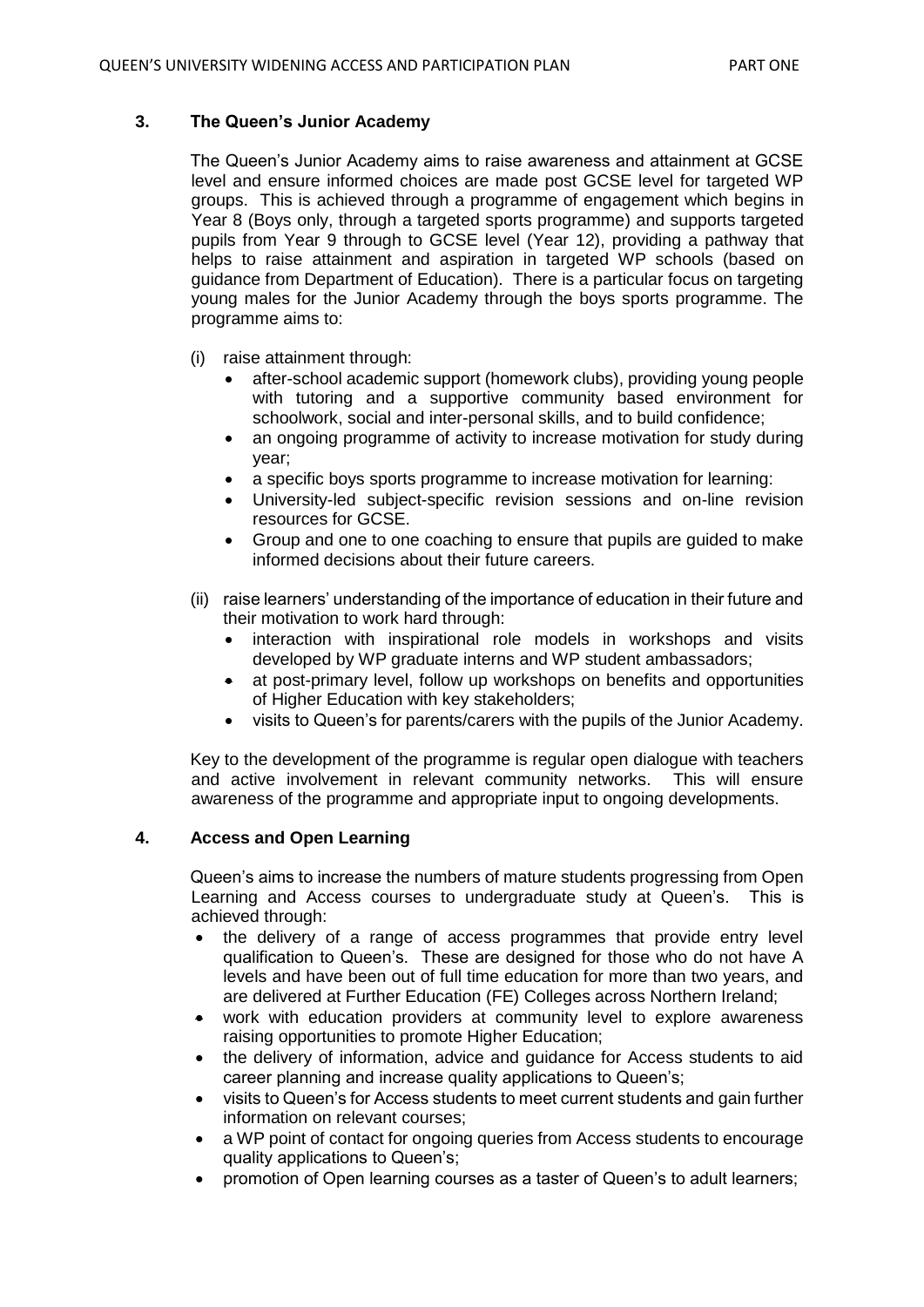### 3. The Queen's Junior Academy

The Queen's Junior Academy aims to raise awareness and attainment at GCSE level and ensure informed choices are made post GCSE level for targeted WP groups. This is achieved through a programme of engagement which begins in Year 8 (Boys only, through a targeted sports programme) and supports targeted pupils from Year 9 through to GCSE level (Year 12), providing a pathway that helps to raise attainment and aspiration in targeted WP schools (based on guidance from Department of Education). There is a particular focus on targeting young males for the Junior Academy through the boys sports programme. The programme aims to:

(i) raise attainment through:

- after-school academic support (homework clubs), providing young people with tutoring and a supportive community based environment for schoolwork, social and inter-personal skills, and to build confidence;
- an ongoing programme of activity to increase motivation for study during year;
- a specific boys sports programme to increase motivation for learning:
- University-led subject-specific revision sessions and on-line revision resources for GCSE.
- Group and one to one coaching to ensure that pupils are guided to make informed decisions about their future careers.

(ii) raise learners' understanding of the importance of education in their future and their motivation to work hard through:

- interaction with inspirational role models in workshops and visits developed by WP graduate interns and WP student ambassadors;
- at post-primary level, follow up workshops on benefits and opportunities of Higher Education with key stakeholders;
- visits to Queen's for parents/carers with the pupils of the Junior Academy.

Key to the development of the programme is regular open dialogue with teachers and active involvement in relevant community networks. This will ensure awareness of the programme and appropriate input to ongoing developments.

### 4. Access and Open Learning

Queen's aims to increase the numbers of mature students progressing from Open Learning and Access courses to undergraduate study at Queen's. This is achieved through:

- the delivery of a range of access programmes that provide entry level qualification to Queen's. These are designed for those who do not have A levels and have been out of full time education for more than two years, and are delivered at Further Education (FE) Colleges across Northern Ireland;
- work with education providers at community level to explore awareness raising opportunities to promote Higher Education;
- the delivery of information, advice and guidance for Access students to aid career planning and increase quality applications to Queen's;
- visits to Queen's for Access students to meet current students and gain further information on relevant courses;
- a WP point of contact for ongoing queries from Access students to encourage quality applications to Queen's;
- promotion of Open learning courses as a taster of Queen's to adult learners;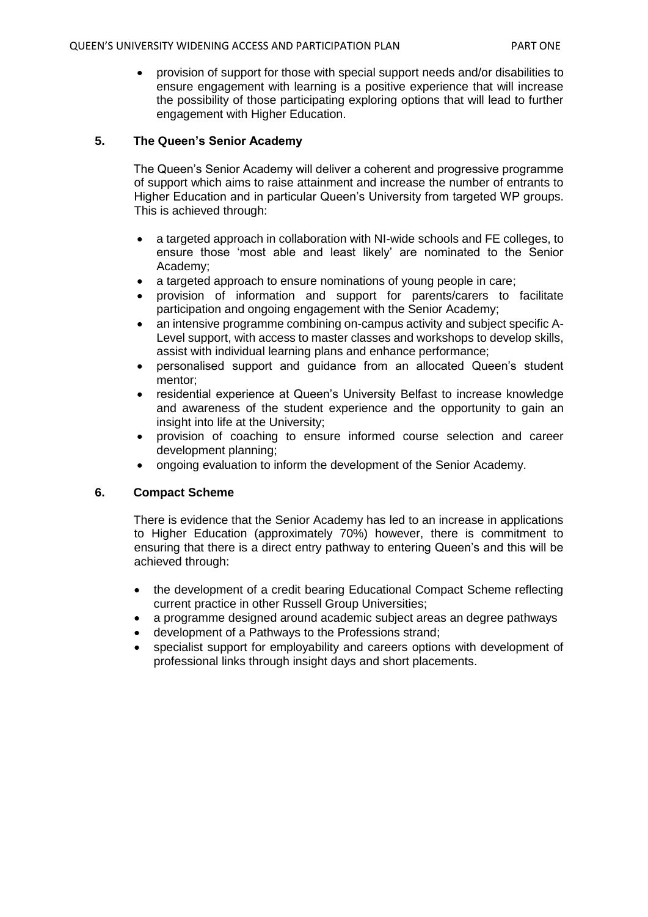- provision of support for those with special support needs and/or disabilities to ensure engagement with learning is a positive experience that will increase the possibility of those participating exploring options that will lead to further engagement with Higher Education.

## 5. The Queen's Senior Academy

The Queen's Senior Academy will deliver a coherent and progressive programme of support which aims to raise attainment and increase the number of entrants to Higher Education and in particular Queen's University from targeted WP groups. This is achieved through:

- a targeted approach in collaboration with NI-wide schools and FE colleges, to ensure those 'most able and least likely' are nominated to the Senior Academy;
- a targeted approach to ensure nominations of young people in care;
- provision of information and support for parents/carers to facilitate participation and ongoing engagement with the Senior Academy;
- an intensive programme combining on-campus activity and subject specific A-Level support, with access to master classes and workshops to develop skills, assist with individual learning plans and enhance performance;
- personalised support and guidance from an allocated Queen's student mentor;
- residential experience at Queen's University Belfast to increase knowledge and awareness of the student experience and the opportunity to gain an insight into life at the University;
- provision of coaching to ensure informed course selection and career development planning;
- ongoing evaluation to inform the development of the Senior Academy.

## 6. Compact Scheme

There is evidence that the Senior Academy has led to an increase in applications to Higher Education (approximately 70%) however, there is commitment to ensuring that there is a direct entry pathway to entering Queen's and this will be achieved through:

- the development of a credit bearing Educational Compact Scheme reflecting current practice in other Russell Group Universities;
- a programme designed around academic subject areas an degree pathways
- development of a Pathways to the Professions strand;
- specialist support for employability and careers options with development of professional links through insight days and short placements.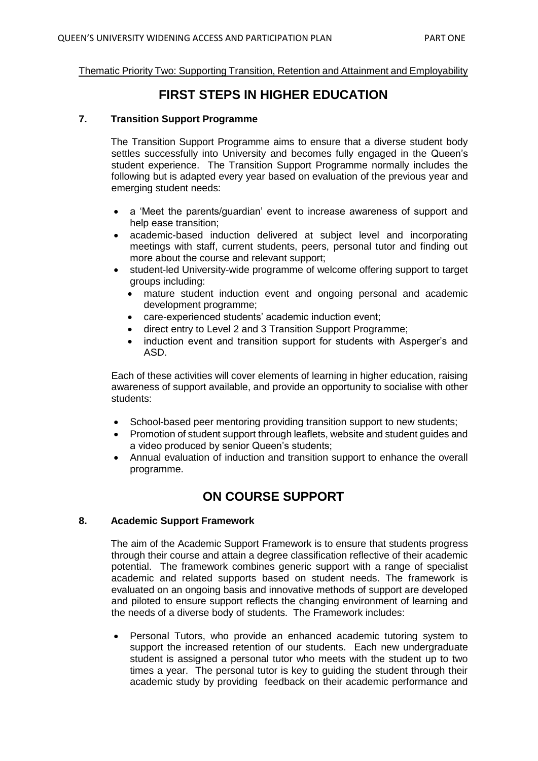Thematic Priority Two: Supporting Transition, Retention and Attainment and Employability

# FIRST STEPS IN HIGHER EDUCATION

### 7. Transition Support Programme

The Transition Support Programme aims to ensure that a diverse student body settles successfully into University and becomes fully engaged in the Queen's student experience. The Transition Support Programme normally includes the following but is adapted every year based on evaluation of the previous year and emerging student needs:

- a 'Meet the parents/guardian' event to increase awareness of support and help ease transition;
- academic-based induction delivered at subject level and incorporating meetings with staff, current students, peers, personal tutor and finding out more about the course and relevant support;
- student-led University-wide programme of welcome offering support to target groups including:
  - mature student induction event and ongoing personal and academic development programme;
  - care-experienced students' academic induction event;
  - direct entry to Level 2 and 3 Transition Support Programme;
  - induction event and transition support for students with Asperger's and ASD.

Each of these activities will cover elements of learning in higher education, raising awareness of support available, and provide an opportunity to socialise with other students:

- School-based peer mentoring providing transition support to new students;
- Promotion of student support through leaflets, website and student guides and a video produced by senior Queen's students;
- Annual evaluation of induction and transition support to enhance the overall programme.

# ON COURSE SUPPORT

### 8. Academic Support Framework

The aim of the Academic Support Framework is to ensure that students progress through their course and attain a degree classification reflective of their academic potential. The framework combines generic support with a range of specialist academic and related supports based on student needs. The framework is evaluated on an ongoing basis and innovative methods of support are developed and piloted to ensure support reflects the changing environment of learning and the needs of a diverse body of students. The Framework includes:

- Personal Tutors, who provide an enhanced academic tutoring system to support the increased retention of our students. Each new undergraduate student is assigned a personal tutor who meets with the student up to two times a year. The personal tutor is key to guiding the student through their academic study by providing feedback on their academic performance and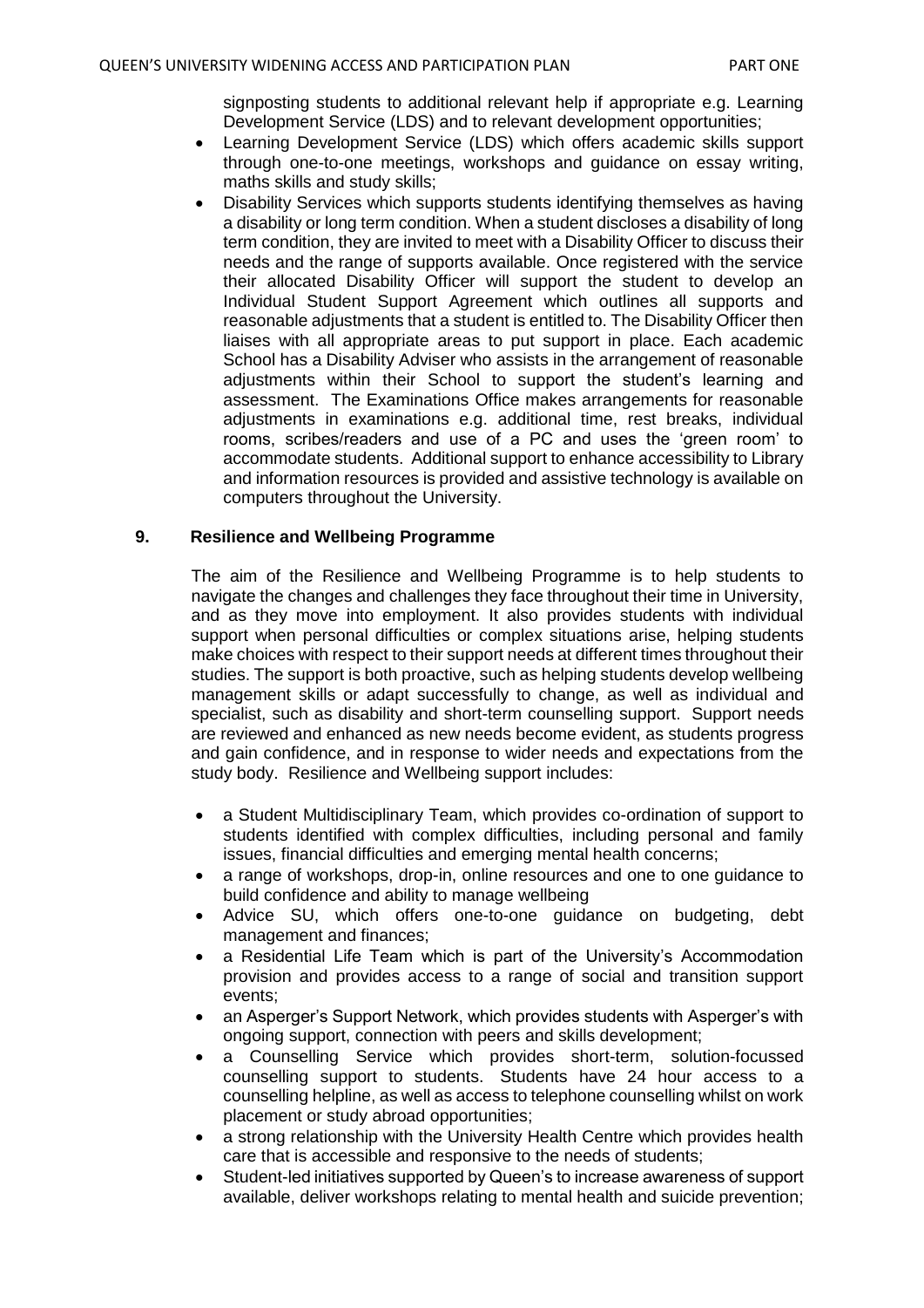signposting students to additional relevant help if appropriate e.g. Learning Development Service (LDS) and to relevant development opportunities;

- Learning Development Service (LDS) which offers academic skills support through one-to-one meetings, workshops and guidance on essay writing, maths skills and study skills;
- Disability Services which supports students identifying themselves as having a disability or long term condition. When a student discloses a disability of long term condition, they are invited to meet with a Disability Officer to discuss their needs and the range of supports available. Once registered with the service their allocated Disability Officer will support the student to develop an Individual Student Support Agreement which outlines all supports and reasonable adjustments that a student is entitled to. The Disability Officer then liaises with all appropriate areas to put support in place. Each academic School has a Disability Adviser who assists in the arrangement of reasonable adjustments within their School to support the student's learning and assessment. The Examinations Office makes arrangements for reasonable adjustments in examinations e.g. additional time, rest breaks, individual rooms, scribes/readers and use of a PC and uses the 'green room' to accommodate students. Additional support to enhance accessibility to Library and information resources is provided and assistive technology is available on computers throughout the University.

## 9. Resilience and Wellbeing Programme

The aim of the Resilience and Wellbeing Programme is to help students to navigate the changes and challenges they face throughout their time in University, and as they move into employment. It also provides students with individual support when personal difficulties or complex situations arise, helping students make choices with respect to their support needs at different times throughout their studies. The support is both proactive, such as helping students develop wellbeing management skills or adapt successfully to change, as well as individual and specialist, such as disability and short-term counselling support. Support needs are reviewed and enhanced as new needs become evident, as students progress and gain confidence, and in response to wider needs and expectations from the study body. Resilience and Wellbeing support includes:

- a Student Multidisciplinary Team, which provides co-ordination of support to students identified with complex difficulties, including personal and family issues, financial difficulties and emerging mental health concerns;
- a range of workshops, drop-in, online resources and one to one guidance to build confidence and ability to manage wellbeing
- Advice SU, which offers one-to-one guidance on budgeting, debt management and finances;
- a Residential Life Team which is part of the University's Accommodation provision and provides access to a range of social and transition support events;
- an Asperger's Support Network, which provides students with Asperger's with ongoing support, connection with peers and skills development;
- a Counselling Service which provides short-term, solution-focussed counselling support to students. Students have 24 hour access to a counselling helpline, as well as access to telephone counselling whilst on work placement or study abroad opportunities;
- a strong relationship with the University Health Centre which provides health care that is accessible and responsive to the needs of students;
- Student-led initiatives supported by Queen's to increase awareness of support available, deliver workshops relating to mental health and suicide prevention;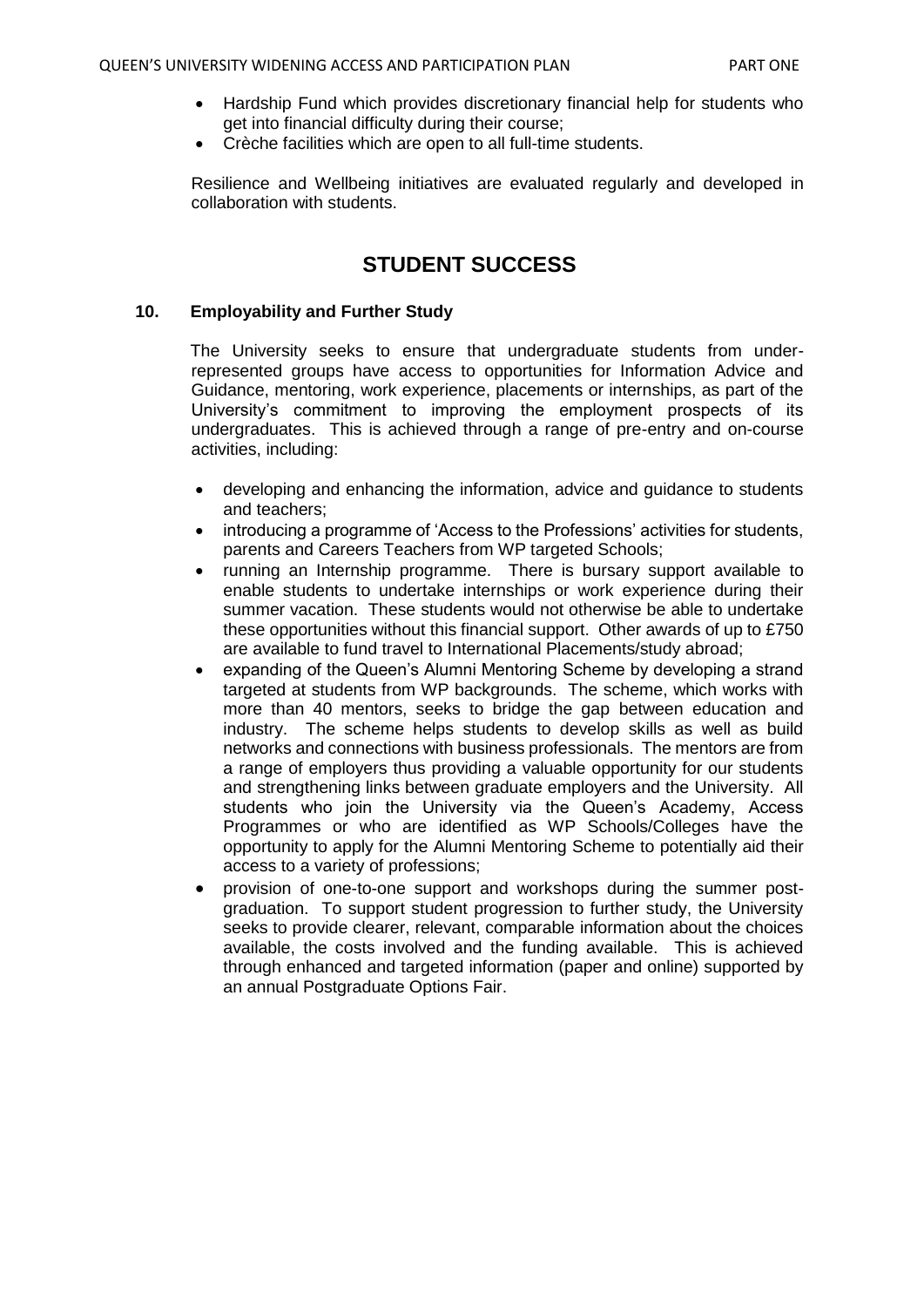- Hardship Fund which provides discretionary financial help for students who get into financial difficulty during their course;
- Crèche facilities which are open to all full-time students.

Resilience and Wellbeing initiatives are evaluated regularly and developed in collaboration with students.

## STUDENT SUCCESS

### 10. Employability and Further Study

The University seeks to ensure that undergraduate students from under-represented groups have access to opportunities for Information Advice and Guidance, mentoring, work experience, placements or internships, as part of the University's commitment to improving the employment prospects of its undergraduates. This is achieved through a range of pre-entry and on-course activities, including:

- developing and enhancing the information, advice and guidance to students and teachers;
- introducing a programme of 'Access to the Professions' activities for students, parents and Careers Teachers from WP targeted Schools;
- running an Internship programme. There is bursary support available to enable students to undertake internships or work experience during their summer vacation. These students would not otherwise be able to undertake these opportunities without this financial support. Other awards of up to £750 are available to fund travel to International Placements/study abroad;
- expanding of the Queen's Alumni Mentoring Scheme by developing a strand targeted at students from WP backgrounds. The scheme, which works with more than 40 mentors, seeks to bridge the gap between education and industry. The scheme helps students to develop skills as well as build networks and connections with business professionals. The mentors are from a range of employers thus providing a valuable opportunity for our students and strengthening links between graduate employers and the University. All students who join the University via the Queen's Academy, Access Programmes or who are identified as WP Schools/Colleges have the opportunity to apply for the Alumni Mentoring Scheme to potentially aid their access to a variety of professions;
- provision of one-to-one support and workshops during the summer post-graduation. To support student progression to further study, the University seeks to provide clearer, relevant, comparable information about the choices available, the costs involved and the funding available. This is achieved through enhanced and targeted information (paper and online) supported by an annual Postgraduate Options Fair.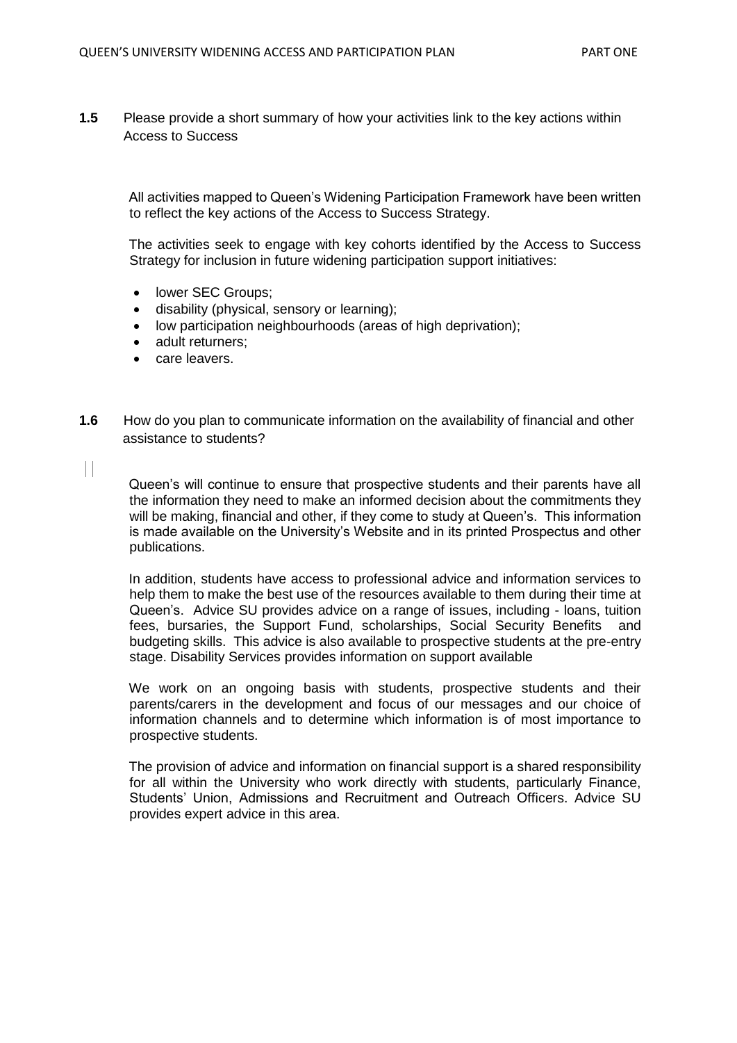**1.5** Please provide a short summary of how your activities link to the key actions within Access to Success

All activities mapped to Queen's Widening Participation Framework have been written to reflect the key actions of the Access to Success Strategy.

The activities seek to engage with key cohorts identified by the Access to Success Strategy for inclusion in future widening participation support initiatives:

- lower SEC Groups;
- disability (physical, sensory or learning);
- low participation neighbourhoods (areas of high deprivation);
- adult returners;
- care leavers.

**1.6** How do you plan to communicate information on the availability of financial and other assistance to students?

Queen's will continue to ensure that prospective students and their parents have all the information they need to make an informed decision about the commitments they will be making, financial and other, if they come to study at Queen's. This information is made available on the University's Website and in its printed Prospectus and other publications.

In addition, students have access to professional advice and information services to help them to make the best use of the resources available to them during their time at Queen's. Advice SU provides advice on a range of issues, including - loans, tuition fees, bursaries, the Support Fund, scholarships, Social Security Benefits and budgeting skills. This advice is also available to prospective students at the pre-entry stage. Disability Services provides information on support available

We work on an ongoing basis with students, prospective students and their parents/carers in the development and focus of our messages and our choice of information channels and to determine which information is of most importance to prospective students.

The provision of advice and information on financial support is a shared responsibility for all within the University who work directly with students, particularly Finance, Students' Union, Admissions and Recruitment and Outreach Officers. Advice SU provides expert advice in this area.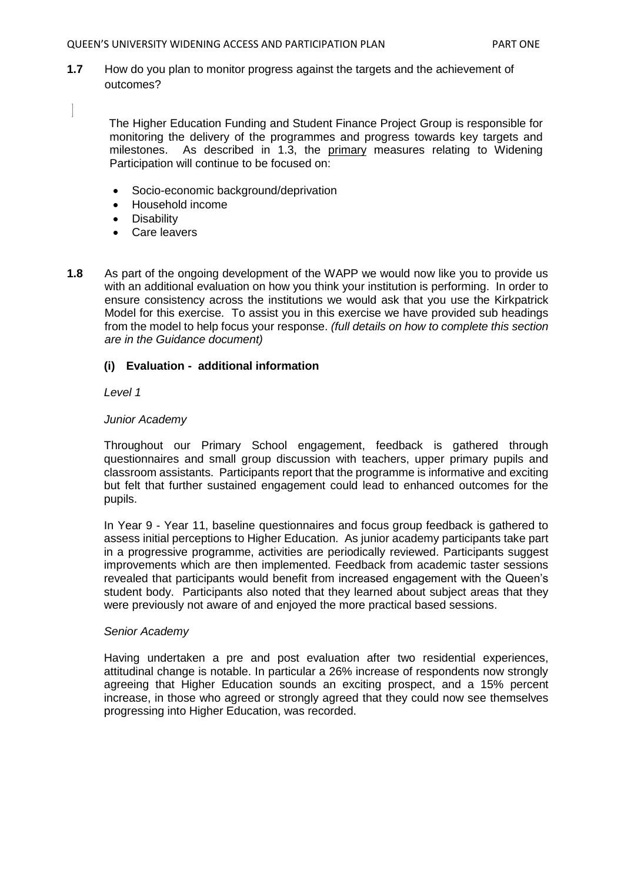**1.7** How do you plan to monitor progress against the targets and the achievement of outcomes?

The Higher Education Funding and Student Finance Project Group is responsible for monitoring the delivery of the programmes and progress towards key targets and milestones. As described in 1.3, the primary measures relating to Widening Participation will continue to be focused on:

- Socio-economic background/deprivation
- Household income
- Disability
- Care leavers

**1.8** As part of the ongoing development of the WAPP we would now like you to provide us with an additional evaluation on how you think your institution is performing. In order to ensure consistency across the institutions we would ask that you use the Kirkpatrick Model for this exercise. To assist you in this exercise we have provided sub headings from the model to help focus your response. *(full details on how to complete this section are in the Guidance document)*

**(i) Evaluation - additional information**

*Level 1*

*Junior Academy*

Throughout our Primary School engagement, feedback is gathered through questionnaires and small group discussion with teachers, upper primary pupils and classroom assistants. Participants report that the programme is informative and exciting but felt that further sustained engagement could lead to enhanced outcomes for the pupils.

In Year 9 - Year 11, baseline questionnaires and focus group feedback is gathered to assess initial perceptions to Higher Education. As junior academy participants take part in a progressive programme, activities are periodically reviewed. Participants suggest improvements which are then implemented. Feedback from academic taster sessions revealed that participants would benefit from increased engagement with the Queen's student body. Participants also noted that they learned about subject areas that they were previously not aware of and enjoyed the more practical based sessions.

*Senior Academy*

Having undertaken a pre and post evaluation after two residential experiences, attitudinal change is notable. In particular a 26% increase of respondents now strongly agreeing that Higher Education sounds an exciting prospect, and a 15% percent increase, in those who agreed or strongly agreed that they could now see themselves progressing into Higher Education, was recorded.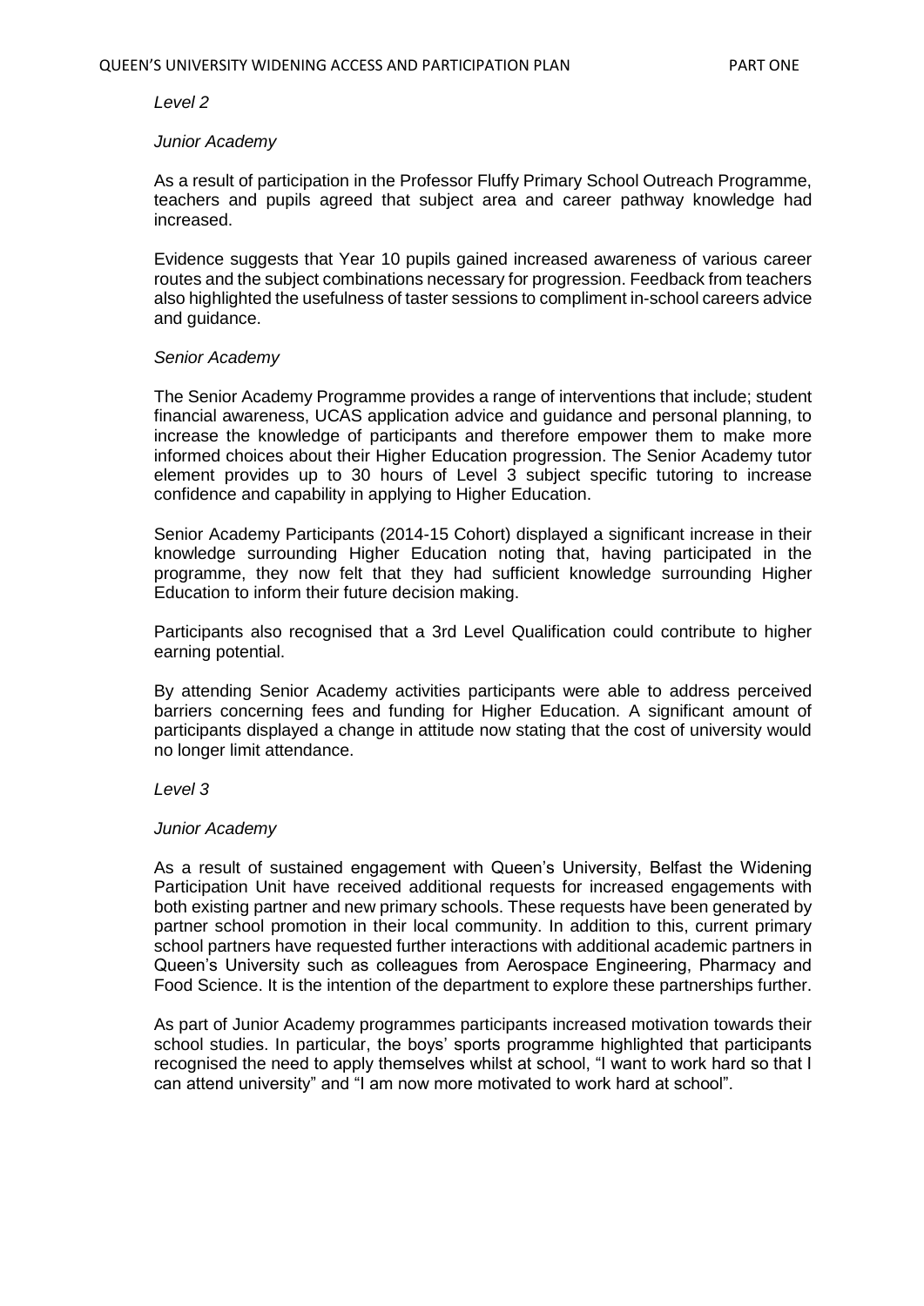*Level 2*

*Junior Academy*

As a result of participation in the Professor Fluffy Primary School Outreach Programme, teachers and pupils agreed that subject area and career pathway knowledge had increased.

Evidence suggests that Year 10 pupils gained increased awareness of various career routes and the subject combinations necessary for progression. Feedback from teachers also highlighted the usefulness of taster sessions to compliment in-school careers advice and guidance.

*Senior Academy*

The Senior Academy Programme provides a range of interventions that include; student financial awareness, UCAS application advice and guidance and personal planning, to increase the knowledge of participants and therefore empower them to make more informed choices about their Higher Education progression. The Senior Academy tutor element provides up to 30 hours of Level 3 subject specific tutoring to increase confidence and capability in applying to Higher Education.

Senior Academy Participants (2014-15 Cohort) displayed a significant increase in their knowledge surrounding Higher Education noting that, having participated in the programme, they now felt that they had sufficient knowledge surrounding Higher Education to inform their future decision making.

Participants also recognised that a 3rd Level Qualification could contribute to higher earning potential.

By attending Senior Academy activities participants were able to address perceived barriers concerning fees and funding for Higher Education. A significant amount of participants displayed a change in attitude now stating that the cost of university would no longer limit attendance.

*Level 3*

*Junior Academy*

As a result of sustained engagement with Queen's University, Belfast the Widening Participation Unit have received additional requests for increased engagements with both existing partner and new primary schools. These requests have been generated by partner school promotion in their local community. In addition to this, current primary school partners have requested further interactions with additional academic partners in Queen's University such as colleagues from Aerospace Engineering, Pharmacy and Food Science. It is the intention of the department to explore these partnerships further.

As part of Junior Academy programmes participants increased motivation towards their school studies. In particular, the boys' sports programme highlighted that participants recognised the need to apply themselves whilst at school, "I want to work hard so that I can attend university" and "I am now more motivated to work hard at school".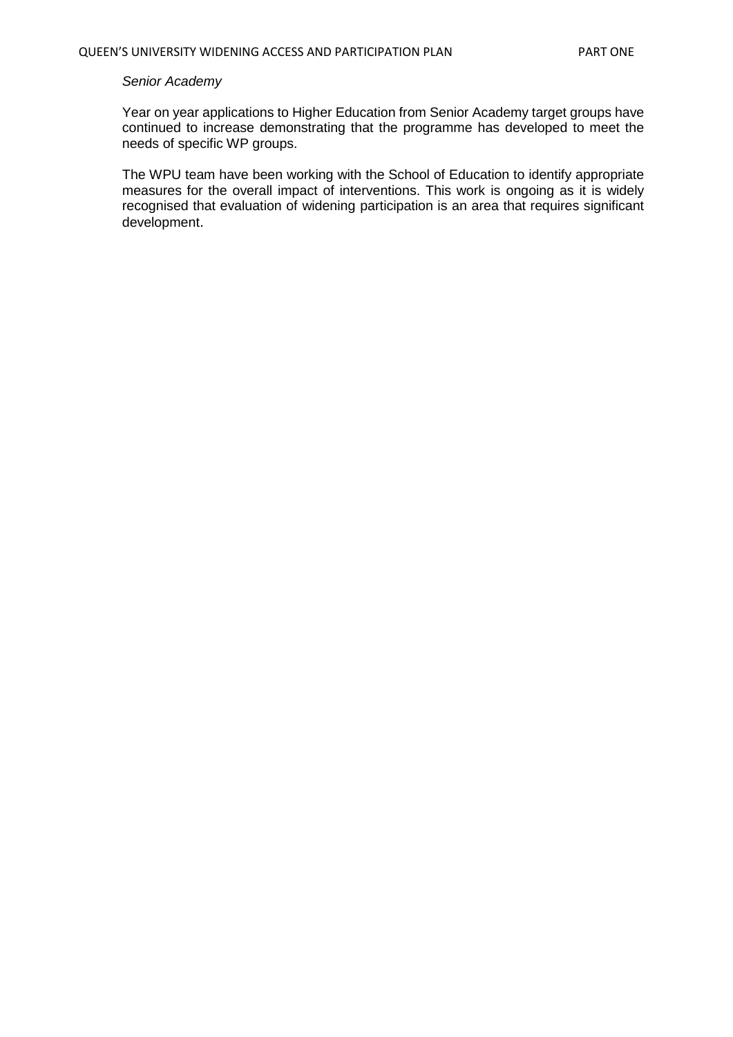*Senior Academy*

Year on year applications to Higher Education from Senior Academy target groups have continued to increase demonstrating that the programme has developed to meet the needs of specific WP groups.

The WPU team have been working with the School of Education to identify appropriate measures for the overall impact of interventions. This work is ongoing as it is widely recognised that evaluation of widening participation is an area that requires significant development.